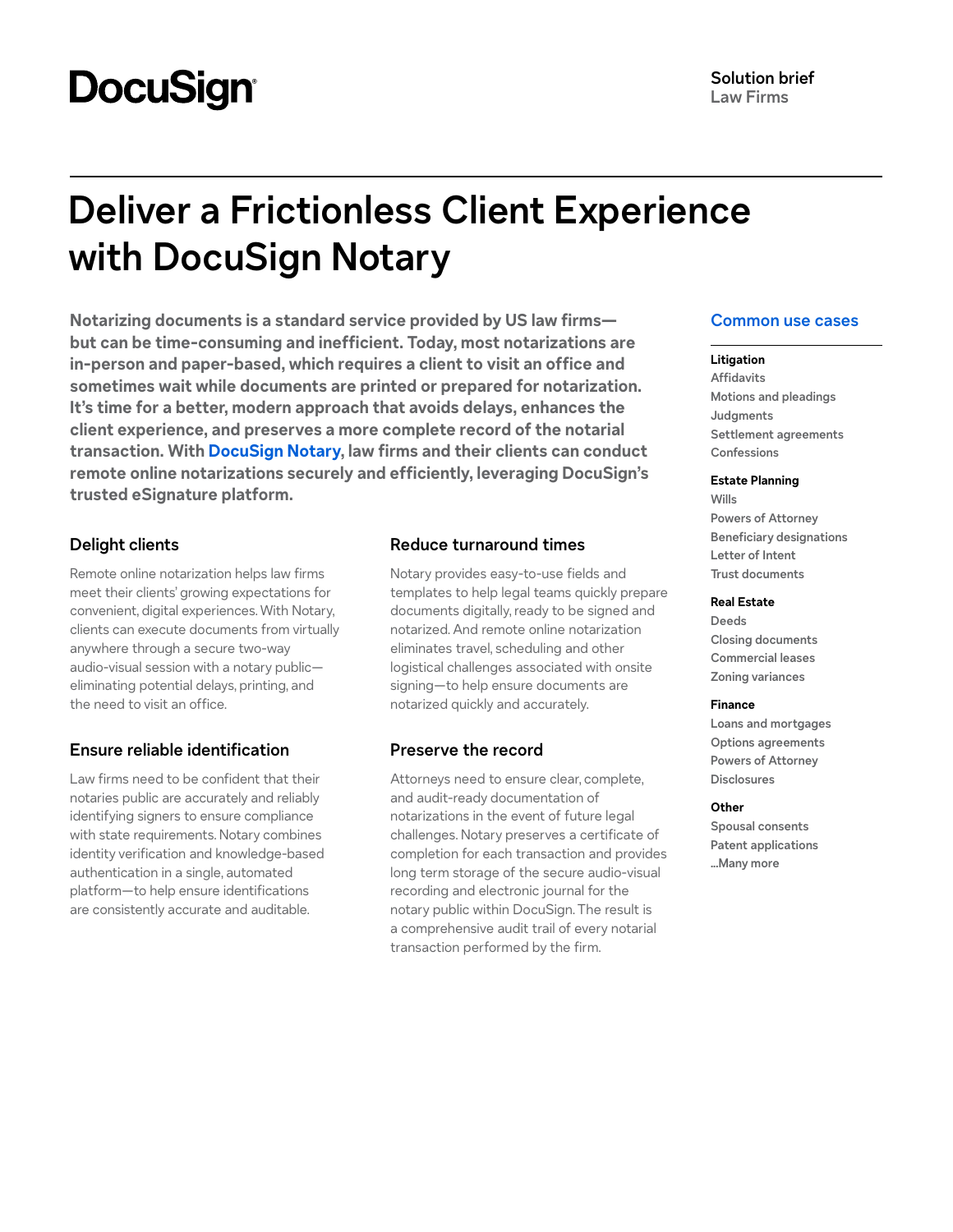DocuSign

**Solution brief**
Law Firms

# Deliver a Frictionless Client Experience with DocuSign Notary

**Notarizing documents is a standard service provided by US law firms—but can be time-consuming and inefficient. Today, most notarizations are in-person and paper-based, which requires a client to visit an office and sometimes wait while documents are printed or prepared for notarization. It's time for a better, modern approach that avoids delays, enhances the client experience, and preserves a more complete record of the notarial transaction. With DocuSign Notary, law firms and their clients can conduct remote online notarizations securely and efficiently, leveraging DocuSign's trusted eSignature platform.**

## Delight clients

Remote online notarization helps law firms meet their clients' growing expectations for convenient, digital experiences. With Notary, clients can execute documents from virtually anywhere through a secure two-way audio-visual session with a notary public—eliminating potential delays, printing, and the need to visit an office.

## Ensure reliable identification

Law firms need to be confident that their notaries public are accurately and reliably identifying signers to ensure compliance with state requirements. Notary combines identity verification and knowledge-based authentication in a single, automated platform—to help ensure identifications are consistently accurate and auditable.

## Reduce turnaround times

Notary provides easy-to-use fields and templates to help legal teams quickly prepare documents digitally, ready to be signed and notarized. And remote online notarization eliminates travel, scheduling and other logistical challenges associated with onsite signing—to help ensure documents are notarized quickly and accurately.

## Preserve the record

Attorneys need to ensure clear, complete, and audit-ready documentation of notarizations in the event of future legal challenges. Notary preserves a certificate of completion for each transaction and provides long term storage of the secure audio-visual recording and electronic journal for the notary public within DocuSign. The result is a comprehensive audit trail of every notarial transaction performed by the firm.

## Common use cases

**Litigation**
- Affidavits
- Motions and pleadings
- Judgments
- Settlement agreements
- Confessions

**Estate Planning**
- Wills
- Powers of Attorney
- Beneficiary designations
- Letter of Intent
- Trust documents

**Real Estate**
- Deeds
- Closing documents
- Commercial leases
- Zoning variances

**Finance**
- Loans and mortgages
- Options agreements
- Powers of Attorney
- Disclosures

**Other**
- Spousal consents
- Patent applications
- ...Many more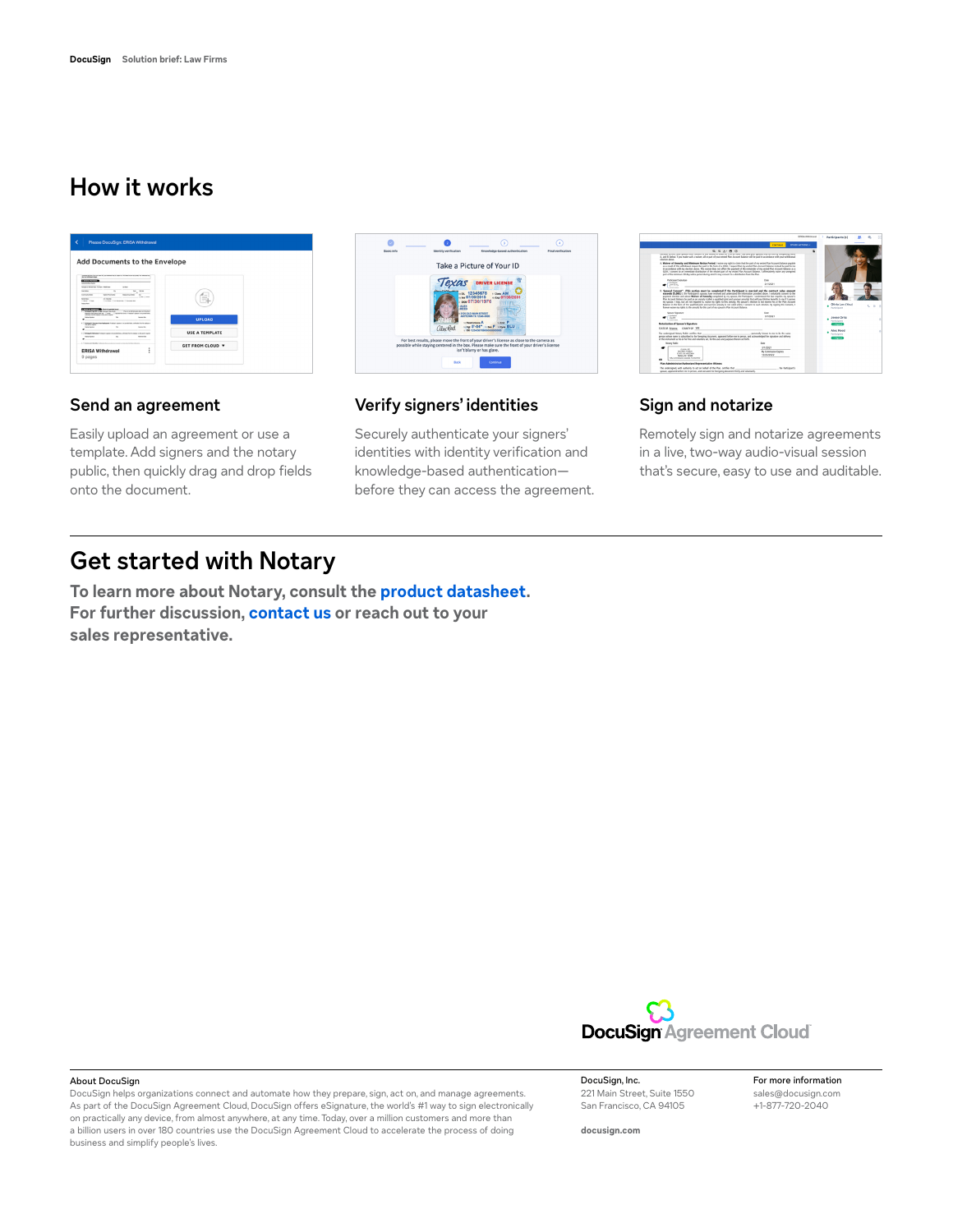## How it works

### Send an agreement

Easily upload an agreement or use a template. Add signers and the notary public, then quickly drag and drop fields onto the document.

### Verify signers' identities

Securely authenticate your signers' identities with identity verification and knowledge-based authentication—before they can access the agreement.

### Sign and notarize

Remotely sign and notarize agreements in a live, two-way audio-visual session that's secure, easy to use and auditable.

## Get started with Notary

**To learn more about Notary, consult the product datasheet. For further discussion, contact us or reach out to your sales representative.**

DocuSign Agreement Cloud

**About DocuSign**
DocuSign helps organizations connect and automate how they prepare, sign, act on, and manage agreements. As part of the DocuSign Agreement Cloud, DocuSign offers eSignature, the world's #1 way to sign electronically on practically any device, from almost anywhere, at any time. Today, over a million customers and more than a billion users in over 180 countries use the DocuSign Agreement Cloud to accelerate the process of doing business and simplify people's lives.

**DocuSign, Inc.**
221 Main Street, Suite 1550
San Francisco, CA 94105

**docusign.com**

**For more information**
sales@docusign.com
+1-877-720-2040